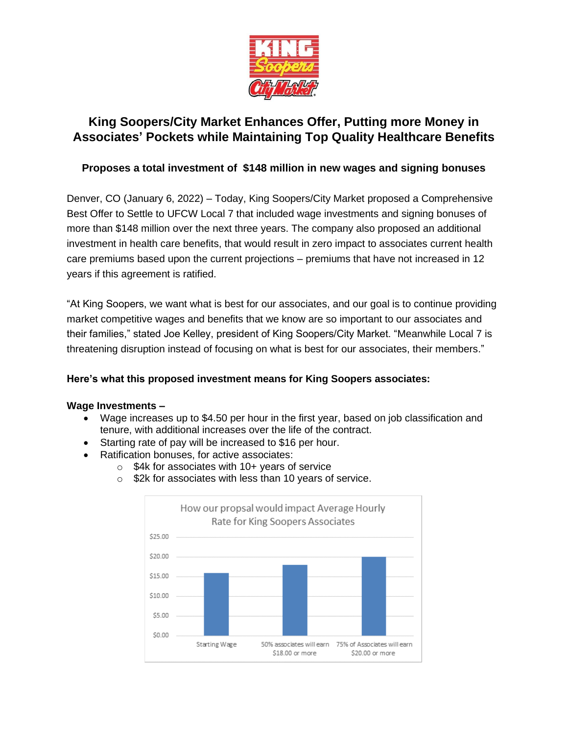# King Soopers/City Market Enhances Offer, Putting more Money in Associates' Pockets while Maintaining Top Quality Healthcare Benefits

### Proposes a total investment of $148 million in new wages and signing bonuses

Denver, CO (January 6, 2022) – Today, King Soopers/City Market proposed a Comprehensive Best Offer to Settle to UFCW Local 7 that included wage investments and signing bonuses of more than $148 million over the next three years. The company also proposed an additional investment in health care benefits, that would result in zero impact to associates current health care premiums based upon the current projections – premiums that have not increased in 12 years if this agreement is ratified.

"At King Soopers, we want what is best for our associates, and our goal is to continue providing market competitive wages and benefits that we know are so important to our associates and their families," stated Joe Kelley, president of King Soopers/City Market. "Meanwhile Local 7 is threatening disruption instead of focusing on what is best for our associates, their members."

**Here's what this proposed investment means for King Soopers associates:**

**Wage Investments –**

- Wage increases up to $4.50 per hour in the first year, based on job classification and tenure, with additional increases over the life of the contract.
- Starting rate of pay will be increased to $16 per hour.
- Ratification bonuses, for active associates:
  - $4k for associates with 10+ years of service
  - $2k for associates with less than 10 years of service.

How our propsal would impact Average Hourly Rate for King Soopers Associates

| Category | Hourly Rate |
|---|---|
| Starting Wage | $16.00 |
| 50% associates will earn $18.00 or more | $18.00 |
| 75% of Associates will earn $20.00 or more | $20.00 |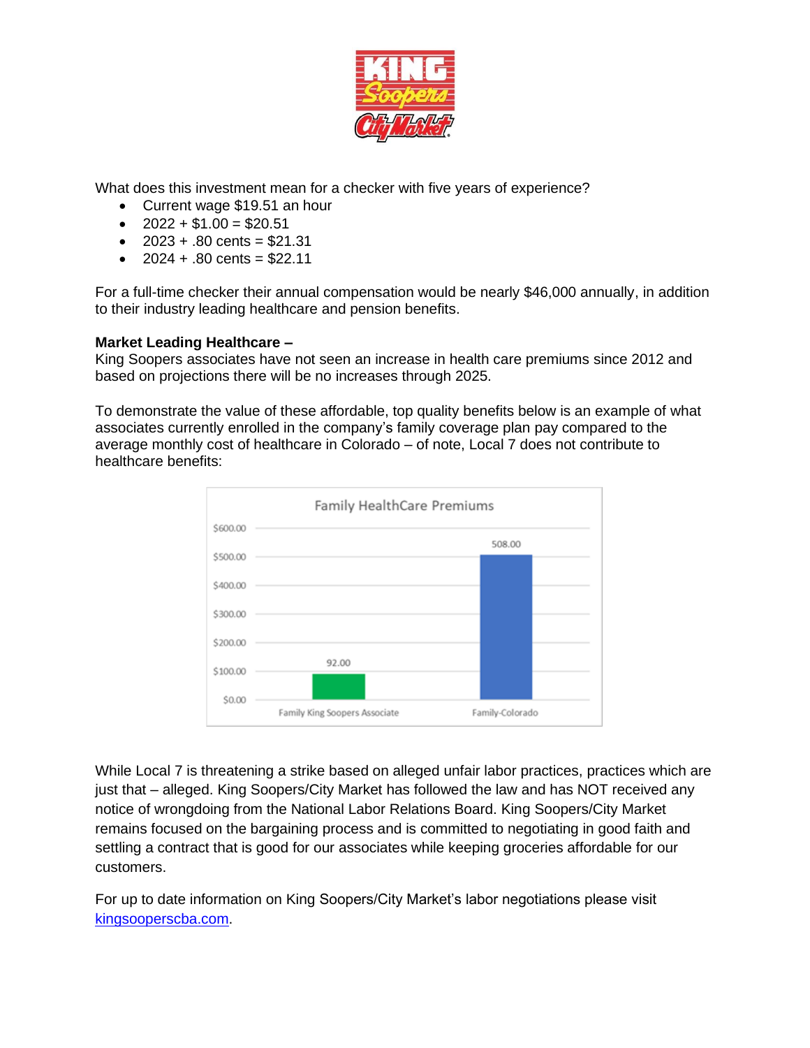What does this investment mean for a checker with five years of experience?

- Current wage $19.51 an hour
- 2022 + $1.00 = $20.51
- 2023 + .80 cents = $21.31
- 2024 + .80 cents = $22.11

For a full-time checker their annual compensation would be nearly $46,000 annually, in addition to their industry leading healthcare and pension benefits.

**Market Leading Healthcare –**
King Soopers associates have not seen an increase in health care premiums since 2012 and based on projections there will be no increases through 2025.

To demonstrate the value of these affordable, top quality benefits below is an example of what associates currently enrolled in the company's family coverage plan pay compared to the average monthly cost of healthcare in Colorado – of note, Local 7 does not contribute to healthcare benefits:

Family HealthCare Premiums

| | Premium |
|---|---|
| Family King Soopers Associate | 92.00 |
| Family-Colorado | 508.00 |

While Local 7 is threatening a strike based on alleged unfair labor practices, practices which are just that – alleged. King Soopers/City Market has followed the law and has NOT received any notice of wrongdoing from the National Labor Relations Board. King Soopers/City Market remains focused on the bargaining process and is committed to negotiating in good faith and settling a contract that is good for our associates while keeping groceries affordable for our customers.

For up to date information on King Soopers/City Market's labor negotiations please visit kingsooperscba.com.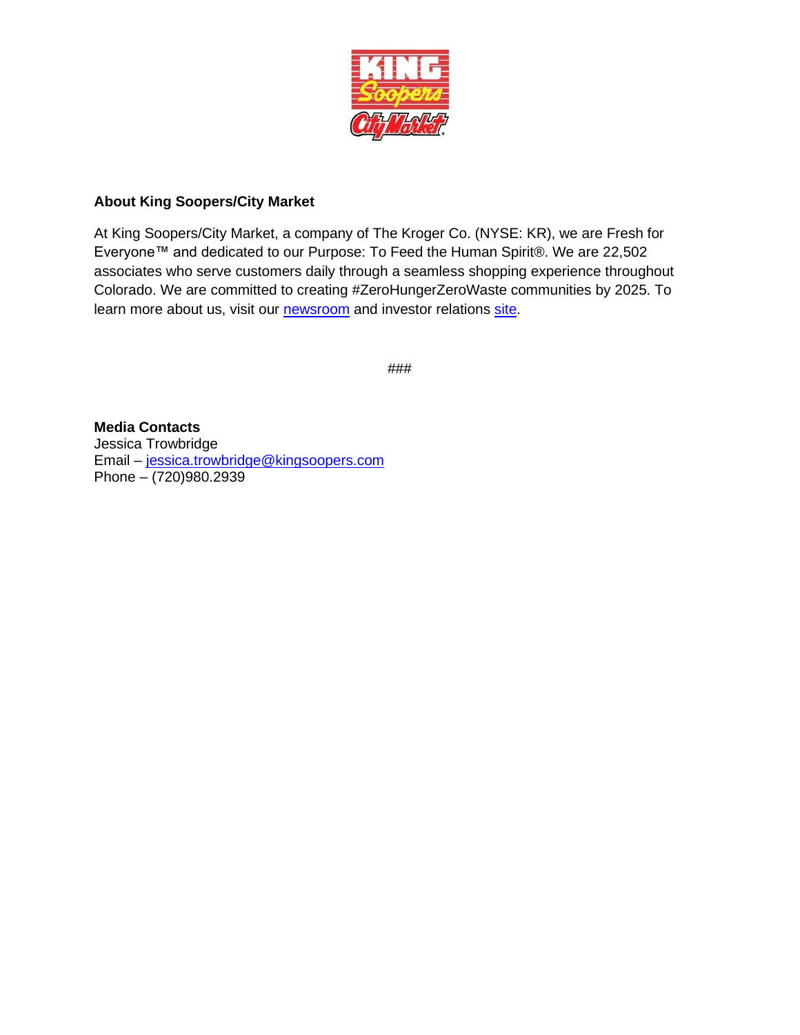**About King Soopers/City Market**

At King Soopers/City Market, a company of The Kroger Co. (NYSE: KR), we are Fresh for Everyone™ and dedicated to our Purpose: To Feed the Human Spirit®. We are 22,502 associates who serve customers daily through a seamless shopping experience throughout Colorado. We are committed to creating #ZeroHungerZeroWaste communities by 2025. To learn more about us, visit our newsroom and investor relations site.

###

**Media Contacts**
Jessica Trowbridge
Email – jessica.trowbridge@kingsoopers.com
Phone – (720)980.2939